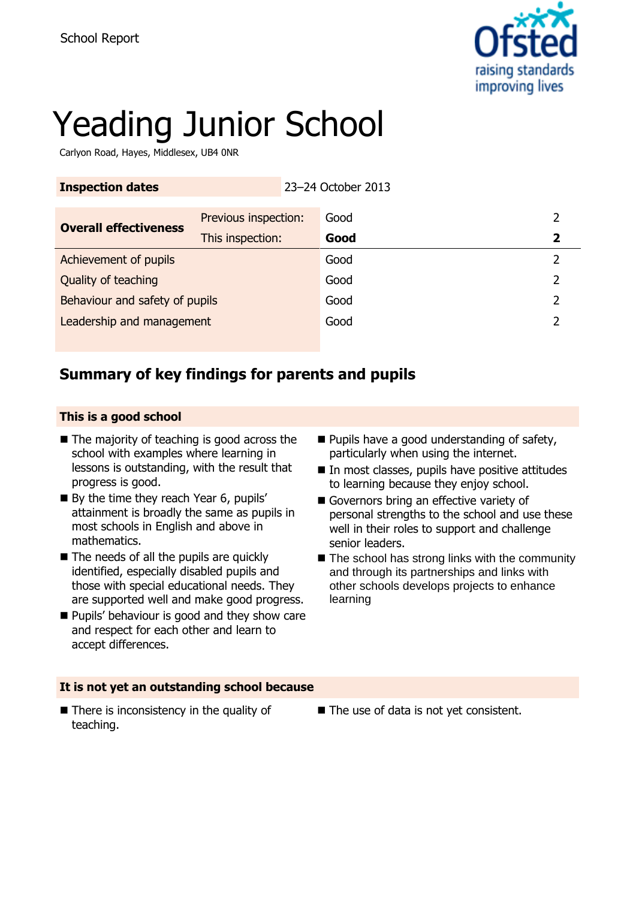School Report

# Yeading Junior School

Carlyon Road, Hayes, Middlesex, UB4 0NR

| Inspection dates | 23–24 October 2013 | | |
|---|---|---|---|
| **Overall effectiveness** | Previous inspection: | Good | 2 |
| | This inspection: | **Good** | **2** |
| Achievement of pupils | | Good | 2 |
| Quality of teaching | | Good | 2 |
| Behaviour and safety of pupils | | Good | 2 |
| Leadership and management | | Good | 2 |

## Summary of key findings for parents and pupils

### This is a good school

- The majority of teaching is good across the school with examples where learning in lessons is outstanding, with the result that progress is good.
- By the time they reach Year 6, pupils' attainment is broadly the same as pupils in most schools in English and above in mathematics.
- The needs of all the pupils are quickly identified, especially disabled pupils and those with special educational needs. They are supported well and make good progress.
- Pupils' behaviour is good and they show care and respect for each other and learn to accept differences.
- Pupils have a good understanding of safety, particularly when using the internet.
- In most classes, pupils have positive attitudes to learning because they enjoy school.
- Governors bring an effective variety of personal strengths to the school and use these well in their roles to support and challenge senior leaders.
- The school has strong links with the community and through its partnerships and links with other schools develops projects to enhance learning

### It is not yet an outstanding school because

- There is inconsistency in the quality of teaching.
- The use of data is not yet consistent.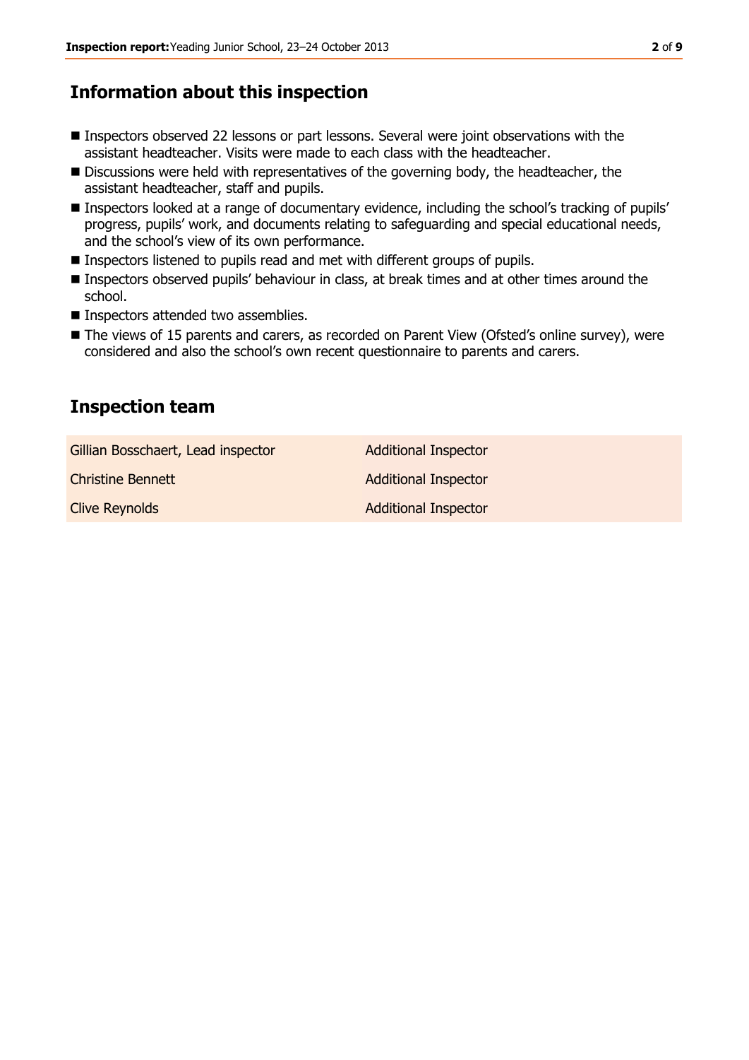## Information about this inspection

- Inspectors observed 22 lessons or part lessons. Several were joint observations with the assistant headteacher. Visits were made to each class with the headteacher.
- Discussions were held with representatives of the governing body, the headteacher, the assistant headteacher, staff and pupils.
- Inspectors looked at a range of documentary evidence, including the school's tracking of pupils' progress, pupils' work, and documents relating to safeguarding and special educational needs, and the school's view of its own performance.
- Inspectors listened to pupils read and met with different groups of pupils.
- Inspectors observed pupils' behaviour in class, at break times and at other times around the school.
- Inspectors attended two assemblies.
- The views of 15 parents and carers, as recorded on Parent View (Ofsted's online survey), were considered and also the school's own recent questionnaire to parents and carers.

## Inspection team

| | |
|---|---|
| Gillian Bosschaert, Lead inspector | Additional Inspector |
| Christine Bennett | Additional Inspector |
| Clive Reynolds | Additional Inspector |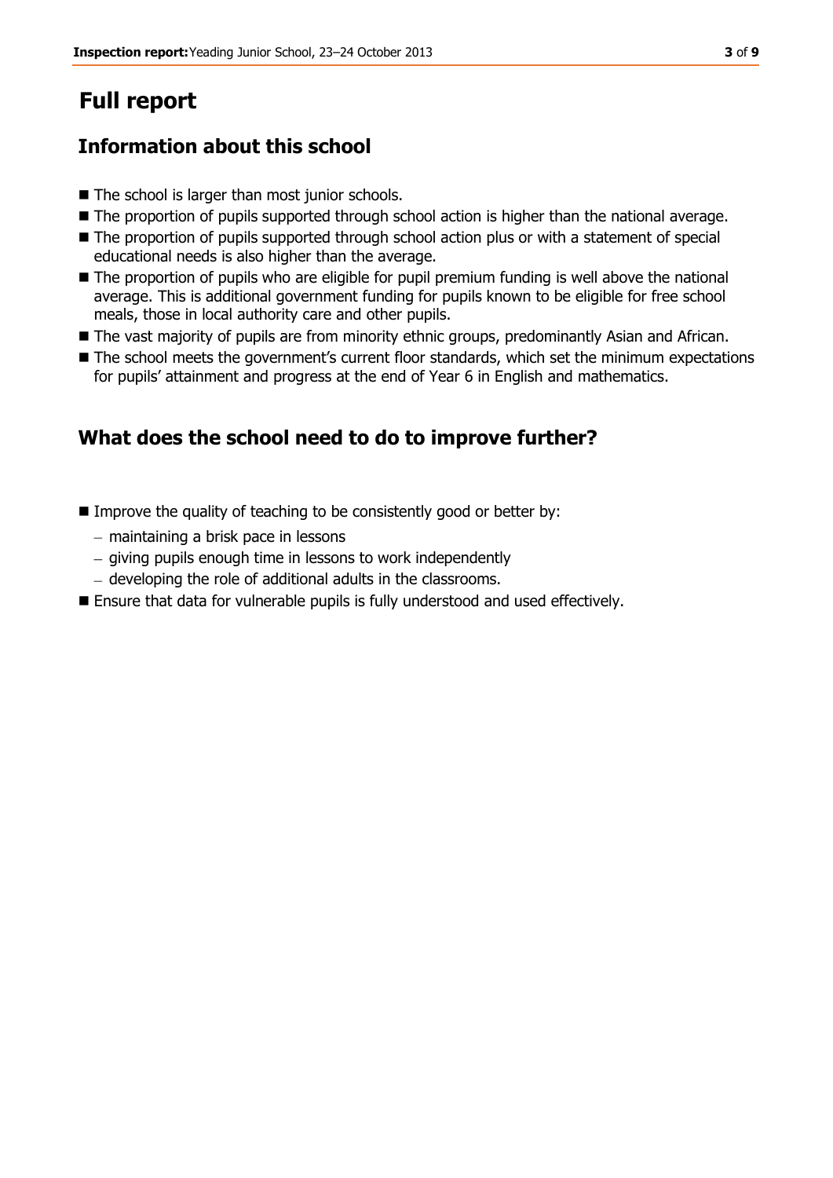# Full report

## Information about this school

- The school is larger than most junior schools.
- The proportion of pupils supported through school action is higher than the national average.
- The proportion of pupils supported through school action plus or with a statement of special educational needs is also higher than the average.
- The proportion of pupils who are eligible for pupil premium funding is well above the national average. This is additional government funding for pupils known to be eligible for free school meals, those in local authority care and other pupils.
- The vast majority of pupils are from minority ethnic groups, predominantly Asian and African.
- The school meets the government's current floor standards, which set the minimum expectations for pupils' attainment and progress at the end of Year 6 in English and mathematics.

## What does the school need to do to improve further?

- Improve the quality of teaching to be consistently good or better by:
  - maintaining a brisk pace in lessons
  - giving pupils enough time in lessons to work independently
  - developing the role of additional adults in the classrooms.
- Ensure that data for vulnerable pupils is fully understood and used effectively.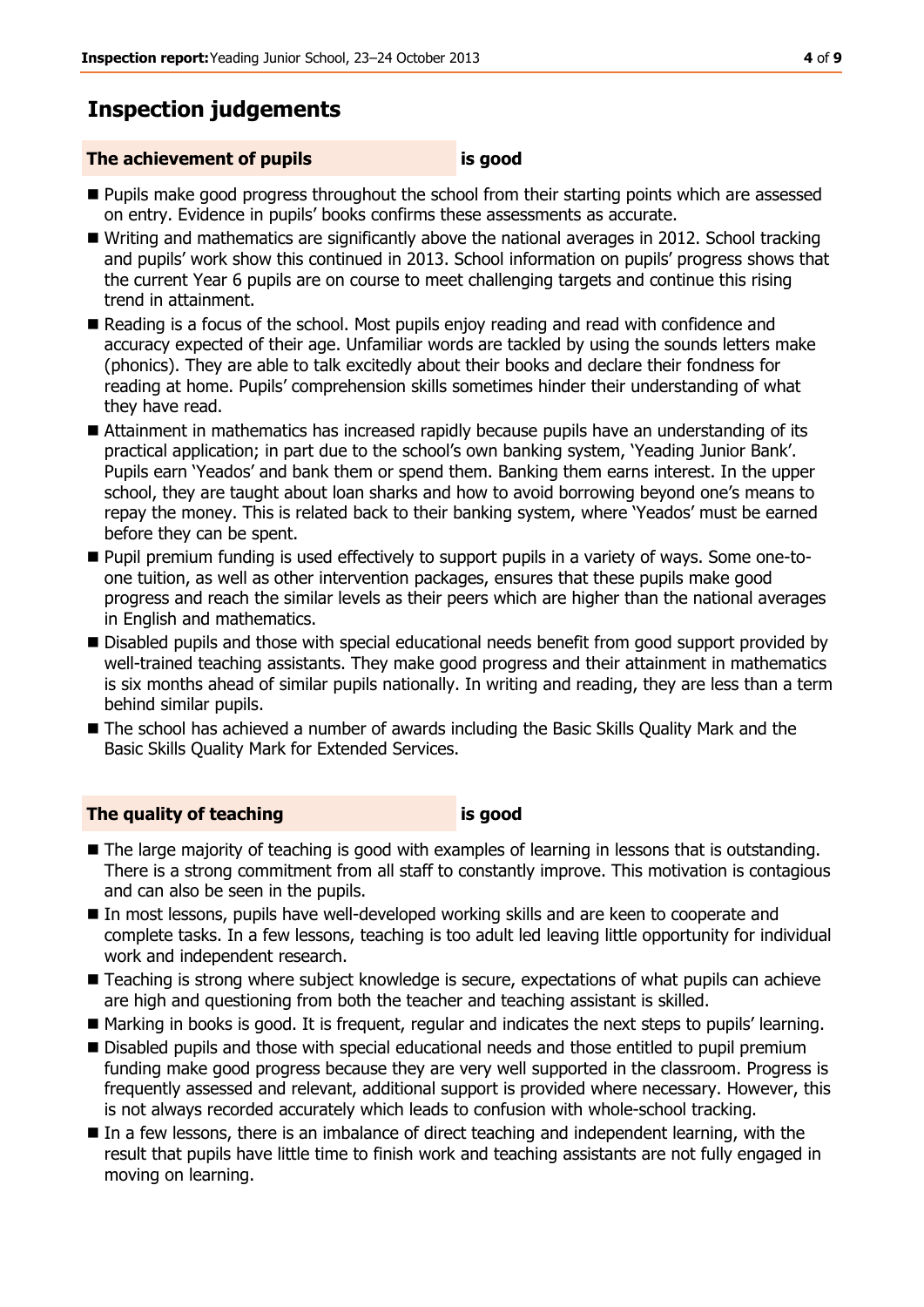## Inspection judgements

### The achievement of pupils is good

- Pupils make good progress throughout the school from their starting points which are assessed on entry. Evidence in pupils' books confirms these assessments as accurate.
- Writing and mathematics are significantly above the national averages in 2012. School tracking and pupils' work show this continued in 2013. School information on pupils' progress shows that the current Year 6 pupils are on course to meet challenging targets and continue this rising trend in attainment.
- Reading is a focus of the school. Most pupils enjoy reading and read with confidence and accuracy expected of their age. Unfamiliar words are tackled by using the sounds letters make (phonics). They are able to talk excitedly about their books and declare their fondness for reading at home. Pupils' comprehension skills sometimes hinder their understanding of what they have read.
- Attainment in mathematics has increased rapidly because pupils have an understanding of its practical application; in part due to the school's own banking system, 'Yeading Junior Bank'. Pupils earn 'Yeados' and bank them or spend them. Banking them earns interest. In the upper school, they are taught about loan sharks and how to avoid borrowing beyond one's means to repay the money. This is related back to their banking system, where 'Yeados' must be earned before they can be spent.
- Pupil premium funding is used effectively to support pupils in a variety of ways. Some one-to-one tuition, as well as other intervention packages, ensures that these pupils make good progress and reach the similar levels as their peers which are higher than the national averages in English and mathematics.
- Disabled pupils and those with special educational needs benefit from good support provided by well-trained teaching assistants. They make good progress and their attainment in mathematics is six months ahead of similar pupils nationally. In writing and reading, they are less than a term behind similar pupils.
- The school has achieved a number of awards including the Basic Skills Quality Mark and the Basic Skills Quality Mark for Extended Services.

### The quality of teaching is good

- The large majority of teaching is good with examples of learning in lessons that is outstanding. There is a strong commitment from all staff to constantly improve. This motivation is contagious and can also be seen in the pupils.
- In most lessons, pupils have well-developed working skills and are keen to cooperate and complete tasks. In a few lessons, teaching is too adult led leaving little opportunity for individual work and independent research.
- Teaching is strong where subject knowledge is secure, expectations of what pupils can achieve are high and questioning from both the teacher and teaching assistant is skilled.
- Marking in books is good. It is frequent, regular and indicates the next steps to pupils' learning.
- Disabled pupils and those with special educational needs and those entitled to pupil premium funding make good progress because they are very well supported in the classroom. Progress is frequently assessed and relevant, additional support is provided where necessary. However, this is not always recorded accurately which leads to confusion with whole-school tracking.
- In a few lessons, there is an imbalance of direct teaching and independent learning, with the result that pupils have little time to finish work and teaching assistants are not fully engaged in moving on learning.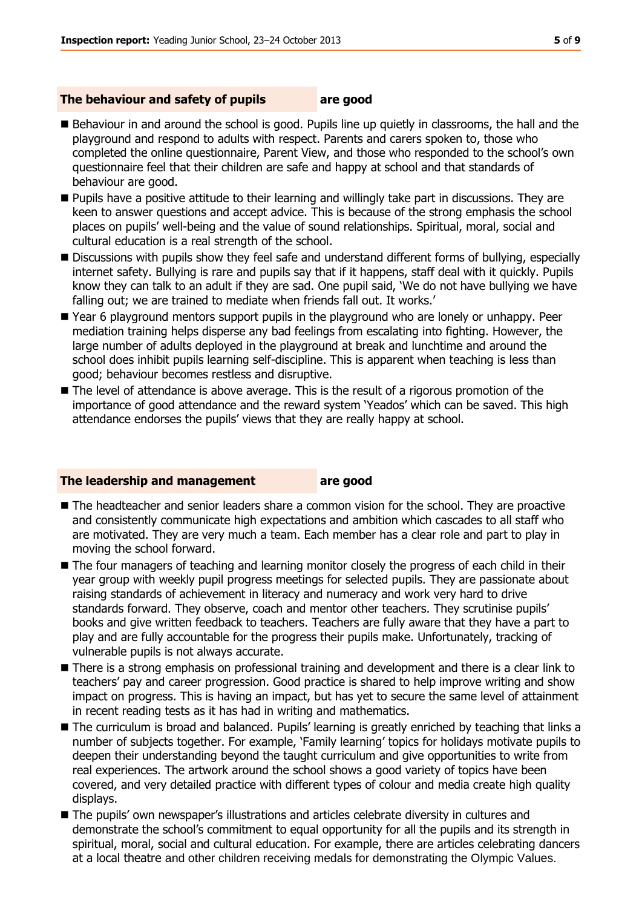## The behaviour and safety of pupils are good

- Behaviour in and around the school is good. Pupils line up quietly in classrooms, the hall and the playground and respond to adults with respect. Parents and carers spoken to, those who completed the online questionnaire, Parent View, and those who responded to the school's own questionnaire feel that their children are safe and happy at school and that standards of behaviour are good.
- Pupils have a positive attitude to their learning and willingly take part in discussions. They are keen to answer questions and accept advice. This is because of the strong emphasis the school places on pupils' well-being and the value of sound relationships. Spiritual, moral, social and cultural education is a real strength of the school.
- Discussions with pupils show they feel safe and understand different forms of bullying, especially internet safety. Bullying is rare and pupils say that if it happens, staff deal with it quickly. Pupils know they can talk to an adult if they are sad. One pupil said, 'We do not have bullying we have falling out; we are trained to mediate when friends fall out. It works.'
- Year 6 playground mentors support pupils in the playground who are lonely or unhappy. Peer mediation training helps disperse any bad feelings from escalating into fighting. However, the large number of adults deployed in the playground at break and lunchtime and around the school does inhibit pupils learning self-discipline. This is apparent when teaching is less than good; behaviour becomes restless and disruptive.
- The level of attendance is above average. This is the result of a rigorous promotion of the importance of good attendance and the reward system 'Yeados' which can be saved. This high attendance endorses the pupils' views that they are really happy at school.

## The leadership and management are good

- The headteacher and senior leaders share a common vision for the school. They are proactive and consistently communicate high expectations and ambition which cascades to all staff who are motivated. They are very much a team. Each member has a clear role and part to play in moving the school forward.
- The four managers of teaching and learning monitor closely the progress of each child in their year group with weekly pupil progress meetings for selected pupils. They are passionate about raising standards of achievement in literacy and numeracy and work very hard to drive standards forward. They observe, coach and mentor other teachers. They scrutinise pupils' books and give written feedback to teachers. Teachers are fully aware that they have a part to play and are fully accountable for the progress their pupils make. Unfortunately, tracking of vulnerable pupils is not always accurate.
- There is a strong emphasis on professional training and development and there is a clear link to teachers' pay and career progression. Good practice is shared to help improve writing and show impact on progress. This is having an impact, but has yet to secure the same level of attainment in recent reading tests as it has had in writing and mathematics.
- The curriculum is broad and balanced. Pupils' learning is greatly enriched by teaching that links a number of subjects together. For example, 'Family learning' topics for holidays motivate pupils to deepen their understanding beyond the taught curriculum and give opportunities to write from real experiences. The artwork around the school shows a good variety of topics have been covered, and very detailed practice with different types of colour and media create high quality displays.
- The pupils' own newspaper's illustrations and articles celebrate diversity in cultures and demonstrate the school's commitment to equal opportunity for all the pupils and its strength in spiritual, moral, social and cultural education. For example, there are articles celebrating dancers at a local theatre and other children receiving medals for demonstrating the Olympic Values.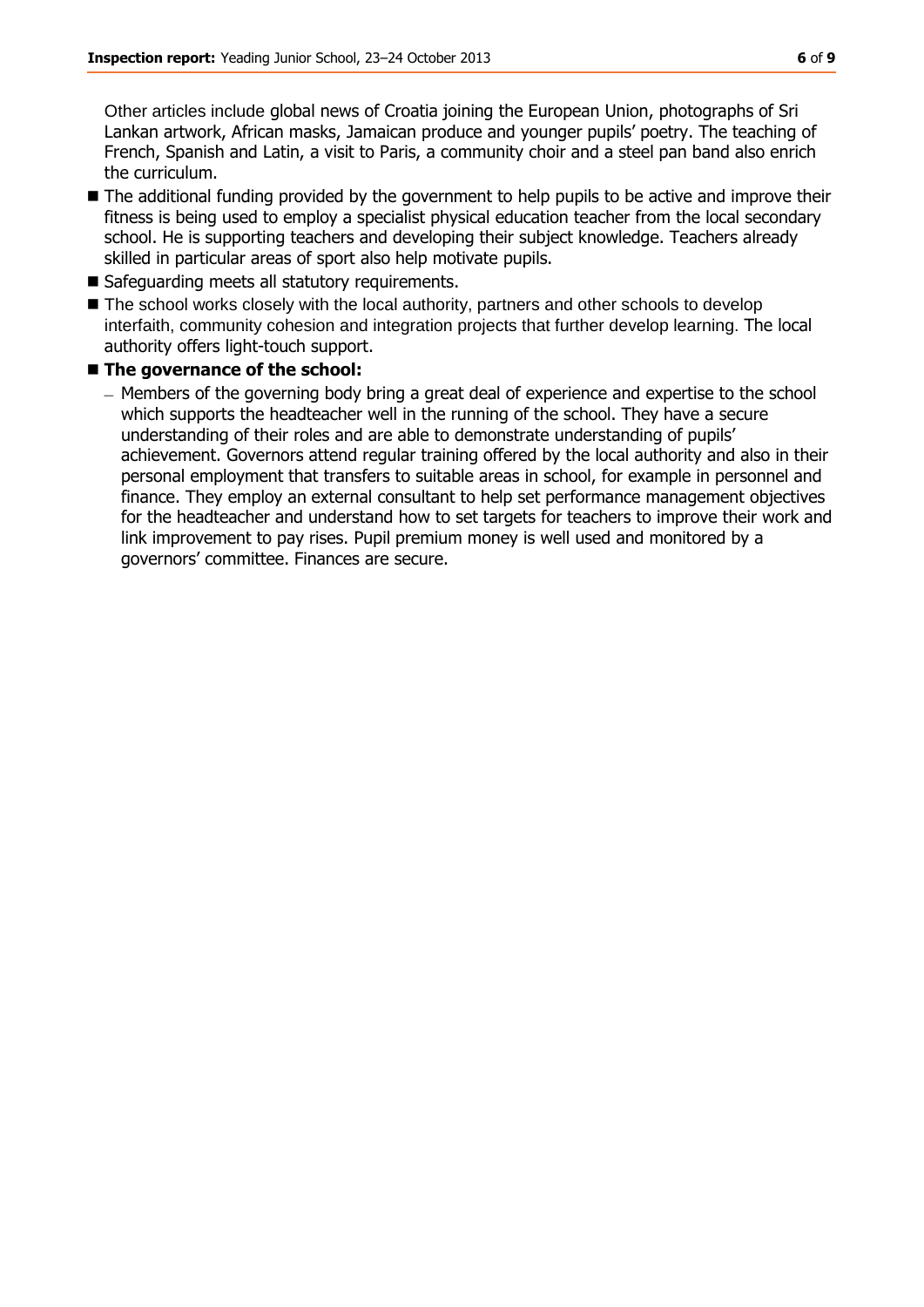Other articles include global news of Croatia joining the European Union, photographs of Sri Lankan artwork, African masks, Jamaican produce and younger pupils' poetry. The teaching of French, Spanish and Latin, a visit to Paris, a community choir and a steel pan band also enrich the curriculum.

- The additional funding provided by the government to help pupils to be active and improve their fitness is being used to employ a specialist physical education teacher from the local secondary school. He is supporting teachers and developing their subject knowledge. Teachers already skilled in particular areas of sport also help motivate pupils.
- Safeguarding meets all statutory requirements.
- The school works closely with the local authority, partners and other schools to develop interfaith, community cohesion and integration projects that further develop learning. The local authority offers light-touch support.
- **The governance of the school:**
  - Members of the governing body bring a great deal of experience and expertise to the school which supports the headteacher well in the running of the school. They have a secure understanding of their roles and are able to demonstrate understanding of pupils' achievement. Governors attend regular training offered by the local authority and also in their personal employment that transfers to suitable areas in school, for example in personnel and finance. They employ an external consultant to help set performance management objectives for the headteacher and understand how to set targets for teachers to improve their work and link improvement to pay rises. Pupil premium money is well used and monitored by a governors' committee. Finances are secure.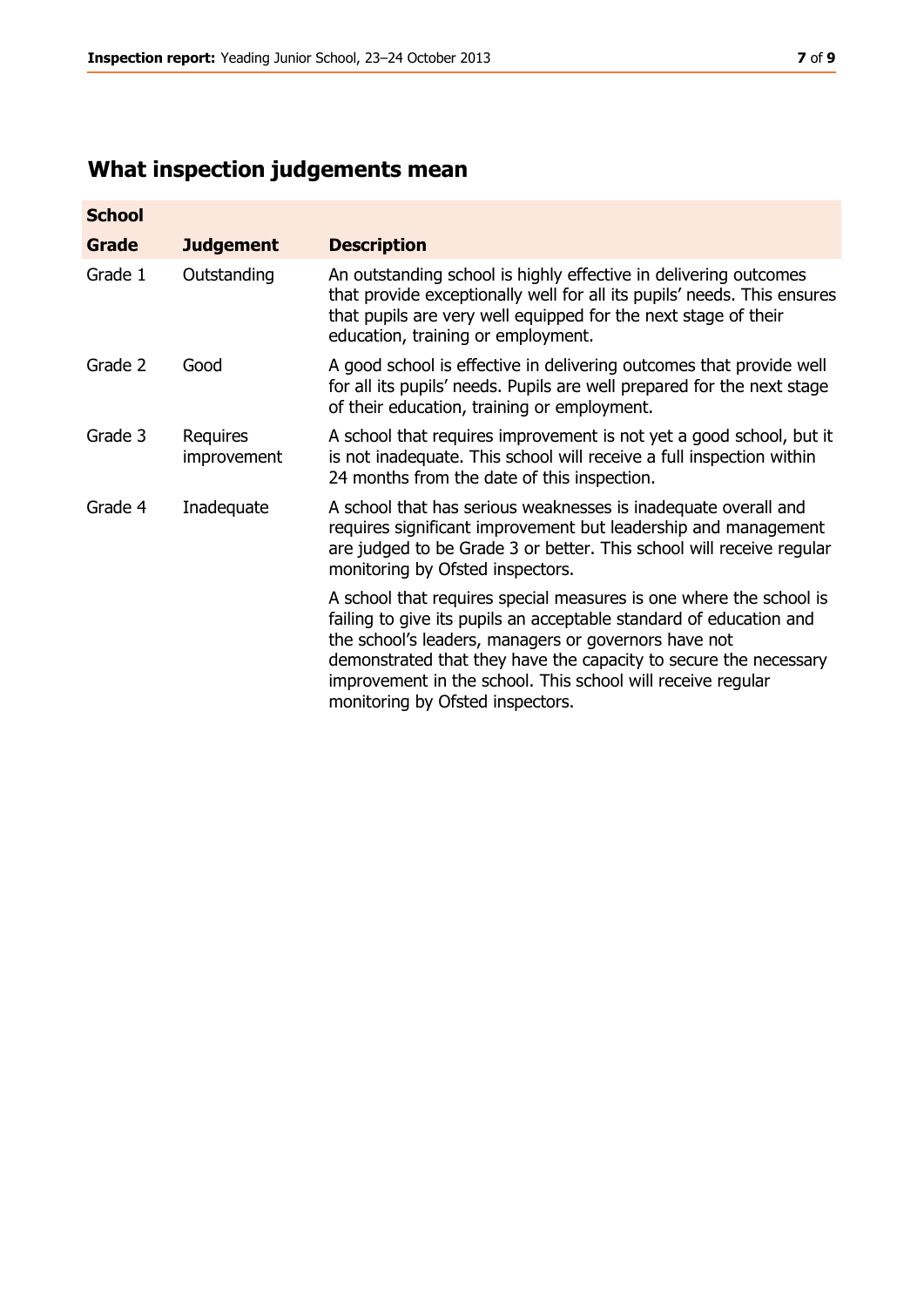## What inspection judgements mean

| School | | |
|---|---|---|
| **Grade** | **Judgement** | **Description** |
| Grade 1 | Outstanding | An outstanding school is highly effective in delivering outcomes that provide exceptionally well for all its pupils' needs. This ensures that pupils are very well equipped for the next stage of their education, training or employment. |
| Grade 2 | Good | A good school is effective in delivering outcomes that provide well for all its pupils' needs. Pupils are well prepared for the next stage of their education, training or employment. |
| Grade 3 | Requires improvement | A school that requires improvement is not yet a good school, but it is not inadequate. This school will receive a full inspection within 24 months from the date of this inspection. |
| Grade 4 | Inadequate | A school that has serious weaknesses is inadequate overall and requires significant improvement but leadership and management are judged to be Grade 3 or better. This school will receive regular monitoring by Ofsted inspectors. |
| | | A school that requires special measures is one where the school is failing to give its pupils an acceptable standard of education and the school's leaders, managers or governors have not demonstrated that they have the capacity to secure the necessary improvement in the school. This school will receive regular monitoring by Ofsted inspectors. |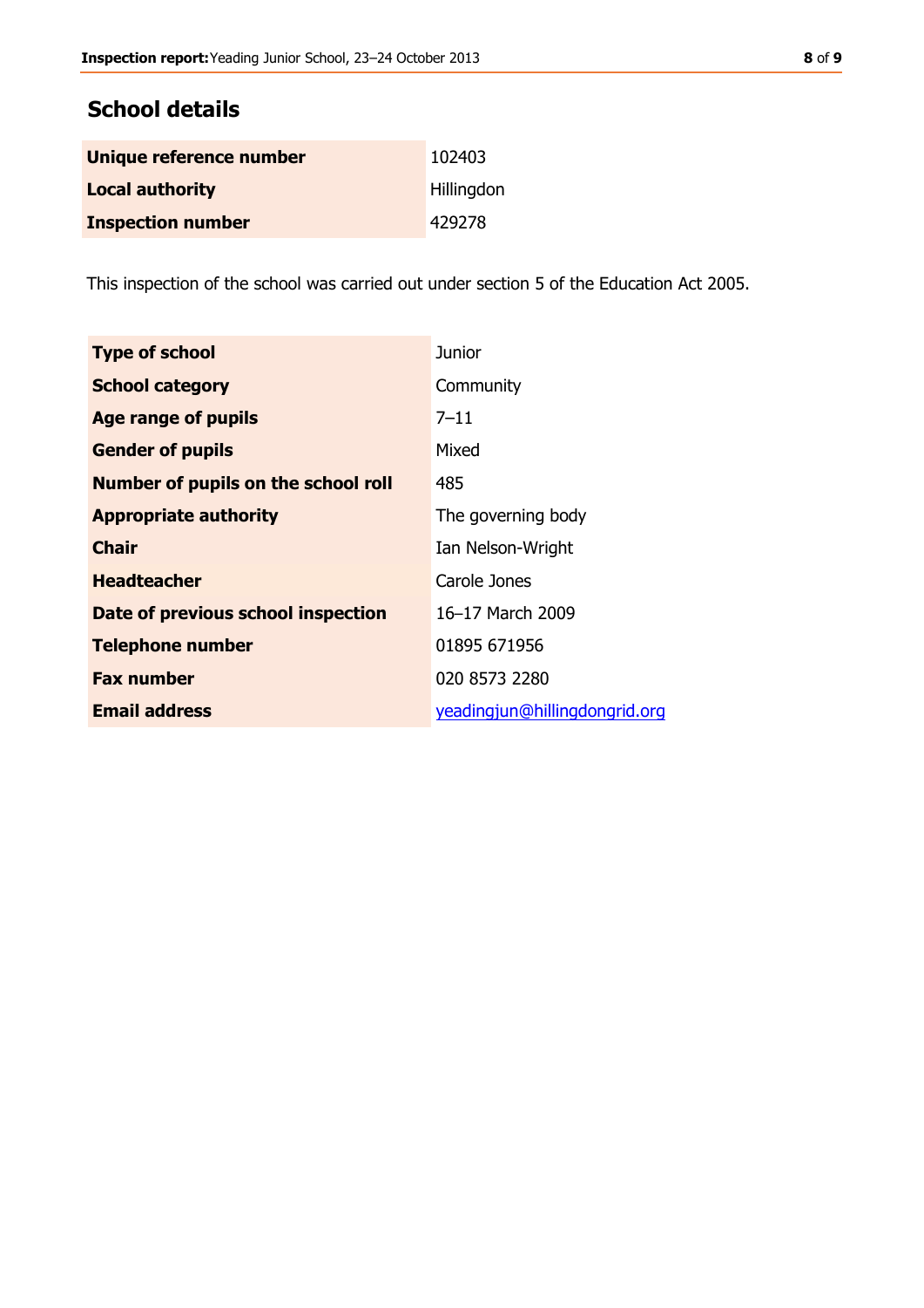## School details

| | |
|---|---|
| **Unique reference number** | 102403 |
| **Local authority** | Hillingdon |
| **Inspection number** | 429278 |

This inspection of the school was carried out under section 5 of the Education Act 2005.

| | |
|---|---|
| **Type of school** | Junior |
| **School category** | Community |
| **Age range of pupils** | 7–11 |
| **Gender of pupils** | Mixed |
| **Number of pupils on the school roll** | 485 |
| **Appropriate authority** | The governing body |
| **Chair** | Ian Nelson-Wright |
| **Headteacher** | Carole Jones |
| **Date of previous school inspection** | 16–17 March 2009 |
| **Telephone number** | 01895 671956 |
| **Fax number** | 020 8573 2280 |
| **Email address** | yeadingjun@hillingdongrid.org |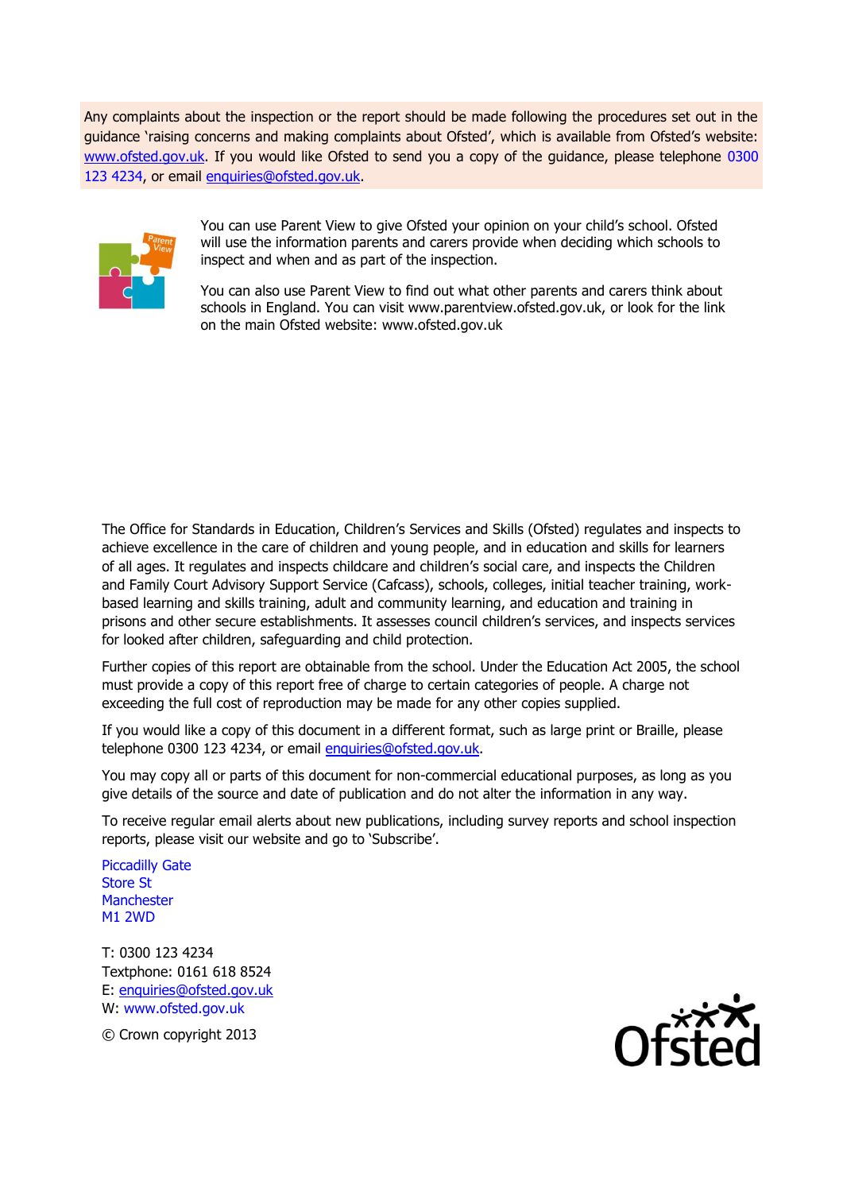Any complaints about the inspection or the report should be made following the procedures set out in the guidance 'raising concerns and making complaints about Ofsted', which is available from Ofsted's website: www.ofsted.gov.uk. If you would like Ofsted to send you a copy of the guidance, please telephone 0300 123 4234, or email enquiries@ofsted.gov.uk.

You can use Parent View to give Ofsted your opinion on your child's school. Ofsted will use the information parents and carers provide when deciding which schools to inspect and when and as part of the inspection.

You can also use Parent View to find out what other parents and carers think about schools in England. You can visit www.parentview.ofsted.gov.uk, or look for the link on the main Ofsted website: www.ofsted.gov.uk

The Office for Standards in Education, Children's Services and Skills (Ofsted) regulates and inspects to achieve excellence in the care of children and young people, and in education and skills for learners of all ages. It regulates and inspects childcare and children's social care, and inspects the Children and Family Court Advisory Support Service (Cafcass), schools, colleges, initial teacher training, work-based learning and skills training, adult and community learning, and education and training in prisons and other secure establishments. It assesses council children's services, and inspects services for looked after children, safeguarding and child protection.

Further copies of this report are obtainable from the school. Under the Education Act 2005, the school must provide a copy of this report free of charge to certain categories of people. A charge not exceeding the full cost of reproduction may be made for any other copies supplied.

If you would like a copy of this document in a different format, such as large print or Braille, please telephone 0300 123 4234, or email enquiries@ofsted.gov.uk.

You may copy all or parts of this document for non-commercial educational purposes, as long as you give details of the source and date of publication and do not alter the information in any way.

To receive regular email alerts about new publications, including survey reports and school inspection reports, please visit our website and go to 'Subscribe'.

Piccadilly Gate
Store St
Manchester
M1 2WD

T: 0300 123 4234
Textphone: 0161 618 8524
E: enquiries@ofsted.gov.uk
W: www.ofsted.gov.uk

© Crown copyright 2013